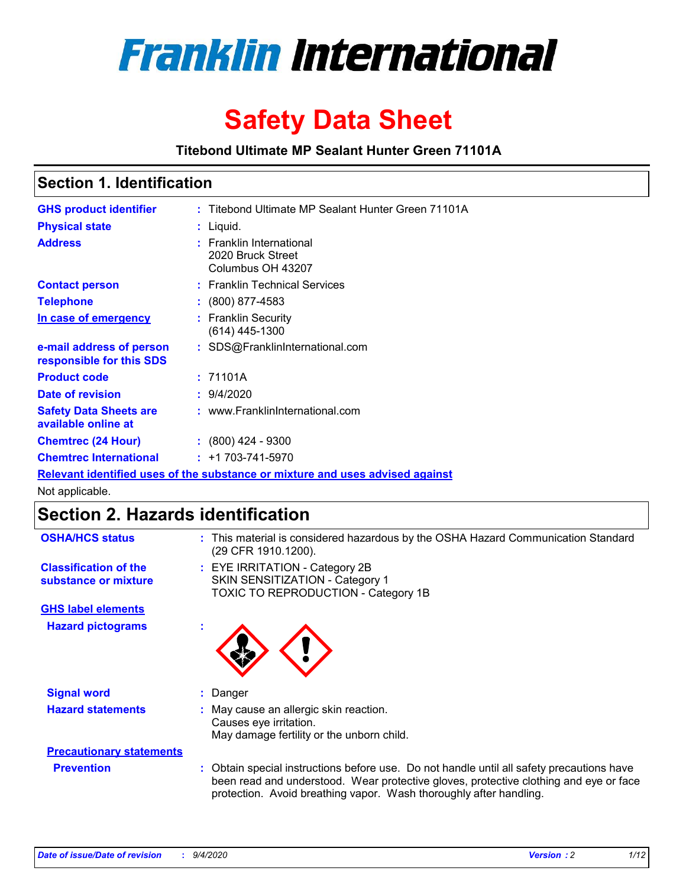# Franklin International

# Safety Data Sheet

**Titebond Ultimate MP Sealant Hunter Green 71101A**

## Section 1. Identification

| | |
|---|---|
| **GHS product identifier** | : Titebond Ultimate MP Sealant Hunter Green 71101A |
| **Physical state** | : Liquid. |
| **Address** | : Franklin International<br>2020 Bruck Street<br>Columbus OH 43207 |
| **Contact person** | : Franklin Technical Services |
| **Telephone** | : (800) 877-4583 |
| **In case of emergency** | : Franklin Security<br>(614) 445-1300 |
| **e-mail address of person responsible for this SDS** | : SDS@FranklinInternational.com |
| **Product code** | : 71101A |
| **Date of revision** | : 9/4/2020 |
| **Safety Data Sheets are available online at** | : www.FranklinInternational.com |
| **Chemtrec (24 Hour)** | : (800) 424 - 9300 |
| **Chemtrec International** | : +1 703-741-5970 |

**Relevant identified uses of the substance or mixture and uses advised against**

Not applicable.

## Section 2. Hazards identification

| | |
|---|---|
| **OSHA/HCS status** | : This material is considered hazardous by the OSHA Hazard Communication Standard (29 CFR 1910.1200). |
| **Classification of the substance or mixture** | : EYE IRRITATION - Category 2B<br>SKIN SENSITIZATION - Category 1<br>TOXIC TO REPRODUCTION - Category 1B |

**GHS label elements**

| | |
|---|---|
| **Hazard pictograms** | : |
| **Signal word** | : Danger |
| **Hazard statements** | : May cause an allergic skin reaction.<br>Causes eye irritation.<br>May damage fertility or the unborn child. |

**Precautionary statements**

| | |
|---|---|
| **Prevention** | : Obtain special instructions before use. Do not handle until all safety precautions have been read and understood. Wear protective gloves, protective clothing and eye or face protection. Avoid breathing vapor. Wash thoroughly after handling. |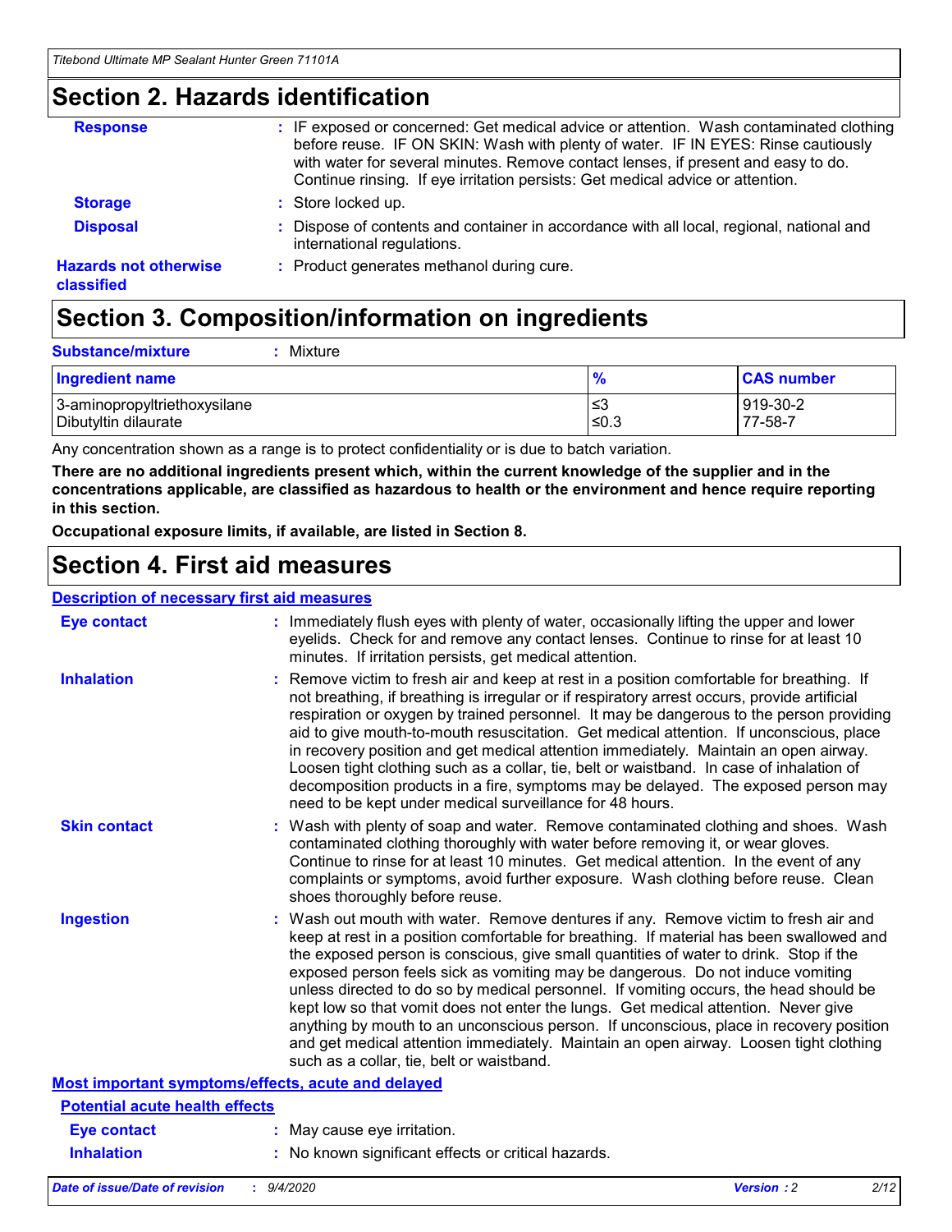## Section 2. Hazards identification

**Response** : IF exposed or concerned: Get medical advice or attention. Wash contaminated clothing before reuse. IF ON SKIN: Wash with plenty of water. IF IN EYES: Rinse cautiously with water for several minutes. Remove contact lenses, if present and easy to do. Continue rinsing. If eye irritation persists: Get medical advice or attention.

**Storage** : Store locked up.

**Disposal** : Dispose of contents and container in accordance with all local, regional, national and international regulations.

**Hazards not otherwise classified** : Product generates methanol during cure.

## Section 3. Composition/information on ingredients

**Substance/mixture** : Mixture

| Ingredient name | % | CAS number |
|---|---|---|
| 3-aminopropyltriethoxysilane | ≤3 | 919-30-2 |
| Dibutyltin dilaurate | ≤0.3 | 77-58-7 |

Any concentration shown as a range is to protect confidentiality or is due to batch variation.

**There are no additional ingredients present which, within the current knowledge of the supplier and in the concentrations applicable, are classified as hazardous to health or the environment and hence require reporting in this section.**

**Occupational exposure limits, if available, are listed in Section 8.**

## Section 4. First aid measures

### Description of necessary first aid measures

**Eye contact** : Immediately flush eyes with plenty of water, occasionally lifting the upper and lower eyelids. Check for and remove any contact lenses. Continue to rinse for at least 10 minutes. If irritation persists, get medical attention.

**Inhalation** : Remove victim to fresh air and keep at rest in a position comfortable for breathing. If not breathing, if breathing is irregular or if respiratory arrest occurs, provide artificial respiration or oxygen by trained personnel. It may be dangerous to the person providing aid to give mouth-to-mouth resuscitation. Get medical attention. If unconscious, place in recovery position and get medical attention immediately. Maintain an open airway. Loosen tight clothing such as a collar, tie, belt or waistband. In case of inhalation of decomposition products in a fire, symptoms may be delayed. The exposed person may need to be kept under medical surveillance for 48 hours.

**Skin contact** : Wash with plenty of soap and water. Remove contaminated clothing and shoes. Wash contaminated clothing thoroughly with water before removing it, or wear gloves. Continue to rinse for at least 10 minutes. Get medical attention. In the event of any complaints or symptoms, avoid further exposure. Wash clothing before reuse. Clean shoes thoroughly before reuse.

**Ingestion** : Wash out mouth with water. Remove dentures if any. Remove victim to fresh air and keep at rest in a position comfortable for breathing. If material has been swallowed and the exposed person is conscious, give small quantities of water to drink. Stop if the exposed person feels sick as vomiting may be dangerous. Do not induce vomiting unless directed to do so by medical personnel. If vomiting occurs, the head should be kept low so that vomit does not enter the lungs. Get medical attention. Never give anything by mouth to an unconscious person. If unconscious, place in recovery position and get medical attention immediately. Maintain an open airway. Loosen tight clothing such as a collar, tie, belt or waistband.

### Most important symptoms/effects, acute and delayed

#### Potential acute health effects

**Eye contact** : May cause eye irritation.

**Inhalation** : No known significant effects or critical hazards.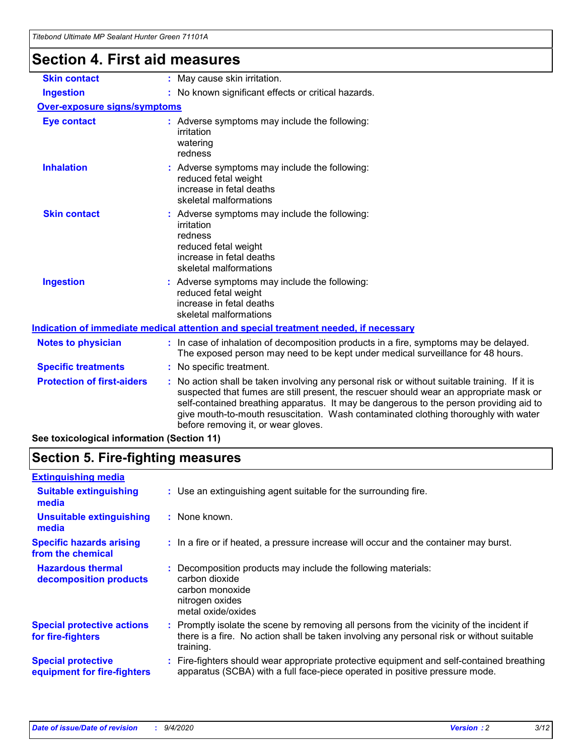## Section 4. First aid measures

| | |
|---|---|
| **Skin contact** | : May cause skin irritation. |
| **Ingestion** | : No known significant effects or critical hazards. |

**Over-exposure signs/symptoms**

| | |
|---|---|
| **Eye contact** | : Adverse symptoms may include the following:<br>irritation<br>watering<br>redness |
| **Inhalation** | : Adverse symptoms may include the following:<br>reduced fetal weight<br>increase in fetal deaths<br>skeletal malformations |
| **Skin contact** | : Adverse symptoms may include the following:<br>irritation<br>redness<br>reduced fetal weight<br>increase in fetal deaths<br>skeletal malformations |
| **Ingestion** | : Adverse symptoms may include the following:<br>reduced fetal weight<br>increase in fetal deaths<br>skeletal malformations |

**Indication of immediate medical attention and special treatment needed, if necessary**

| | |
|---|---|
| **Notes to physician** | : In case of inhalation of decomposition products in a fire, symptoms may be delayed. The exposed person may need to be kept under medical surveillance for 48 hours. |
| **Specific treatments** | : No specific treatment. |
| **Protection of first-aiders** | : No action shall be taken involving any personal risk or without suitable training. If it is suspected that fumes are still present, the rescuer should wear an appropriate mask or self-contained breathing apparatus. It may be dangerous to the person providing aid to give mouth-to-mouth resuscitation. Wash contaminated clothing thoroughly with water before removing it, or wear gloves. |

**See toxicological information (Section 11)**

## Section 5. Fire-fighting measures

**Extinguishing media**

| | |
|---|---|
| **Suitable extinguishing media** | : Use an extinguishing agent suitable for the surrounding fire. |
| **Unsuitable extinguishing media** | : None known. |
| **Specific hazards arising from the chemical** | : In a fire or if heated, a pressure increase will occur and the container may burst. |
| **Hazardous thermal decomposition products** | : Decomposition products may include the following materials:<br>carbon dioxide<br>carbon monoxide<br>nitrogen oxides<br>metal oxide/oxides |
| **Special protective actions for fire-fighters** | : Promptly isolate the scene by removing all persons from the vicinity of the incident if there is a fire. No action shall be taken involving any personal risk or without suitable training. |
| **Special protective equipment for fire-fighters** | : Fire-fighters should wear appropriate protective equipment and self-contained breathing apparatus (SCBA) with a full face-piece operated in positive pressure mode. |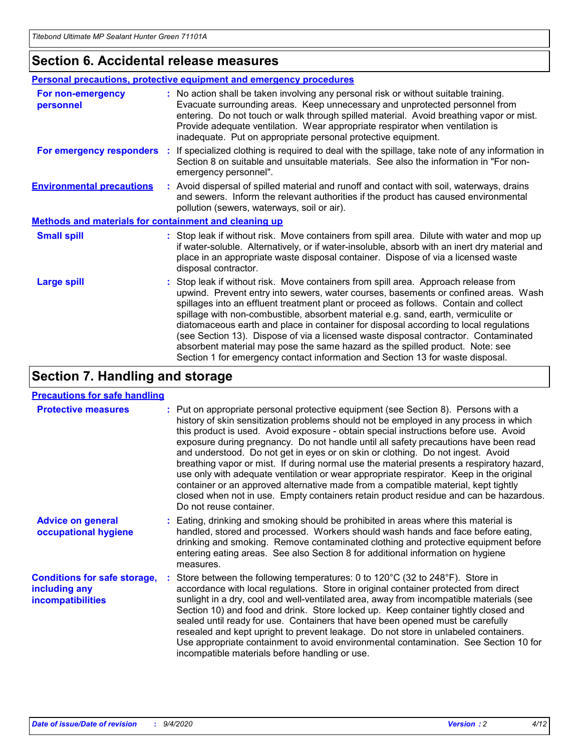## Section 6. Accidental release measures

### Personal precautions, protective equipment and emergency procedures

**For non-emergency personnel** : No action shall be taken involving any personal risk or without suitable training. Evacuate surrounding areas. Keep unnecessary and unprotected personnel from entering. Do not touch or walk through spilled material. Avoid breathing vapor or mist. Provide adequate ventilation. Wear appropriate respirator when ventilation is inadequate. Put on appropriate personal protective equipment.

**For emergency responders** : If specialized clothing is required to deal with the spillage, take note of any information in Section 8 on suitable and unsuitable materials. See also the information in "For non-emergency personnel".

**Environmental precautions** : Avoid dispersal of spilled material and runoff and contact with soil, waterways, drains and sewers. Inform the relevant authorities if the product has caused environmental pollution (sewers, waterways, soil or air).

### Methods and materials for containment and cleaning up

**Small spill** : Stop leak if without risk. Move containers from spill area. Dilute with water and mop up if water-soluble. Alternatively, or if water-insoluble, absorb with an inert dry material and place in an appropriate waste disposal container. Dispose of via a licensed waste disposal contractor.

**Large spill** : Stop leak if without risk. Move containers from spill area. Approach release from upwind. Prevent entry into sewers, water courses, basements or confined areas. Wash spillages into an effluent treatment plant or proceed as follows. Contain and collect spillage with non-combustible, absorbent material e.g. sand, earth, vermiculite or diatomaceous earth and place in container for disposal according to local regulations (see Section 13). Dispose of via a licensed waste disposal contractor. Contaminated absorbent material may pose the same hazard as the spilled product. Note: see Section 1 for emergency contact information and Section 13 for waste disposal.

## Section 7. Handling and storage

### Precautions for safe handling

**Protective measures** : Put on appropriate personal protective equipment (see Section 8). Persons with a history of skin sensitization problems should not be employed in any process in which this product is used. Avoid exposure - obtain special instructions before use. Avoid exposure during pregnancy. Do not handle until all safety precautions have been read and understood. Do not get in eyes or on skin or clothing. Do not ingest. Avoid breathing vapor or mist. If during normal use the material presents a respiratory hazard, use only with adequate ventilation or wear appropriate respirator. Keep in the original container or an approved alternative made from a compatible material, kept tightly closed when not in use. Empty containers retain product residue and can be hazardous. Do not reuse container.

**Advice on general occupational hygiene** : Eating, drinking and smoking should be prohibited in areas where this material is handled, stored and processed. Workers should wash hands and face before eating, drinking and smoking. Remove contaminated clothing and protective equipment before entering eating areas. See also Section 8 for additional information on hygiene measures.

**Conditions for safe storage, including any incompatibilities** : Store between the following temperatures: 0 to 120°C (32 to 248°F). Store in accordance with local regulations. Store in original container protected from direct sunlight in a dry, cool and well-ventilated area, away from incompatible materials (see Section 10) and food and drink. Store locked up. Keep container tightly closed and sealed until ready for use. Containers that have been opened must be carefully resealed and kept upright to prevent leakage. Do not store in unlabeled containers. Use appropriate containment to avoid environmental contamination. See Section 10 for incompatible materials before handling or use.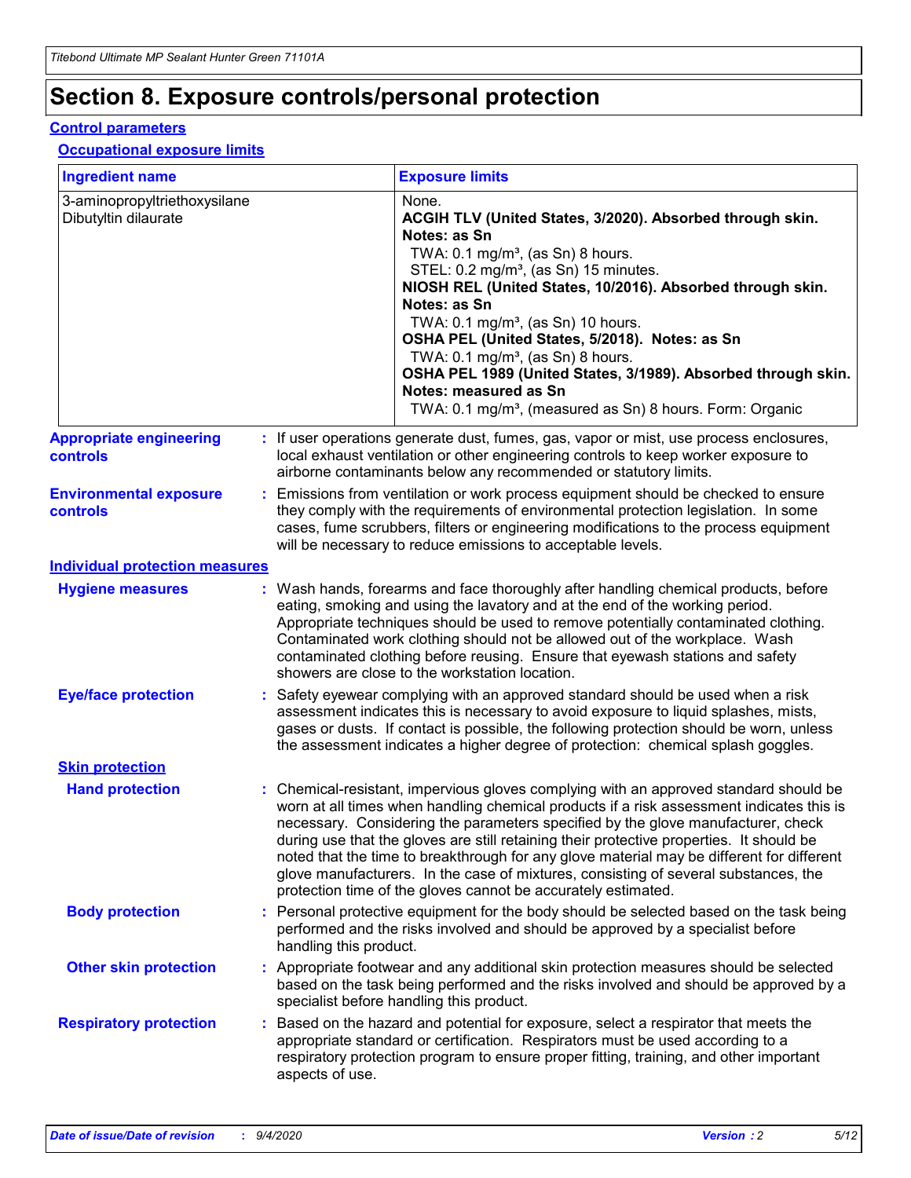# Section 8. Exposure controls/personal protection

## Control parameters

### Occupational exposure limits

| Ingredient name | Exposure limits |
|---|---|
| 3-aminopropyltriethoxysilane | None. |
| Dibutyltin dilaurate | **ACGIH TLV (United States, 3/2020). Absorbed through skin. Notes: as Sn**<br>TWA: 0.1 mg/m³, (as Sn) 8 hours.<br>STEL: 0.2 mg/m³, (as Sn) 15 minutes.<br>**NIOSH REL (United States, 10/2016). Absorbed through skin. Notes: as Sn**<br>TWA: 0.1 mg/m³, (as Sn) 10 hours.<br>**OSHA PEL (United States, 5/2018). Notes: as Sn**<br>TWA: 0.1 mg/m³, (as Sn) 8 hours.<br>**OSHA PEL 1989 (United States, 3/1989). Absorbed through skin. Notes: measured as Sn**<br>TWA: 0.1 mg/m³, (measured as Sn) 8 hours. Form: Organic |

**Appropriate engineering controls** : If user operations generate dust, fumes, gas, vapor or mist, use process enclosures, local exhaust ventilation or other engineering controls to keep worker exposure to airborne contaminants below any recommended or statutory limits.

**Environmental exposure controls** : Emissions from ventilation or work process equipment should be checked to ensure they comply with the requirements of environmental protection legislation. In some cases, fume scrubbers, filters or engineering modifications to the process equipment will be necessary to reduce emissions to acceptable levels.

## Individual protection measures

**Hygiene measures** : Wash hands, forearms and face thoroughly after handling chemical products, before eating, smoking and using the lavatory and at the end of the working period. Appropriate techniques should be used to remove potentially contaminated clothing. Contaminated work clothing should not be allowed out of the workplace. Wash contaminated clothing before reusing. Ensure that eyewash stations and safety showers are close to the workstation location.

**Eye/face protection** : Safety eyewear complying with an approved standard should be used when a risk assessment indicates this is necessary to avoid exposure to liquid splashes, mists, gases or dusts. If contact is possible, the following protection should be worn, unless the assessment indicates a higher degree of protection: chemical splash goggles.

### Skin protection

**Hand protection** : Chemical-resistant, impervious gloves complying with an approved standard should be worn at all times when handling chemical products if a risk assessment indicates this is necessary. Considering the parameters specified by the glove manufacturer, check during use that the gloves are still retaining their protective properties. It should be noted that the time to breakthrough for any glove material may be different for different glove manufacturers. In the case of mixtures, consisting of several substances, the protection time of the gloves cannot be accurately estimated.

**Body protection** : Personal protective equipment for the body should be selected based on the task being performed and the risks involved and should be approved by a specialist before handling this product.

**Other skin protection** : Appropriate footwear and any additional skin protection measures should be selected based on the task being performed and the risks involved and should be approved by a specialist before handling this product.

**Respiratory protection** : Based on the hazard and potential for exposure, select a respirator that meets the appropriate standard or certification. Respirators must be used according to a respiratory protection program to ensure proper fitting, training, and other important aspects of use.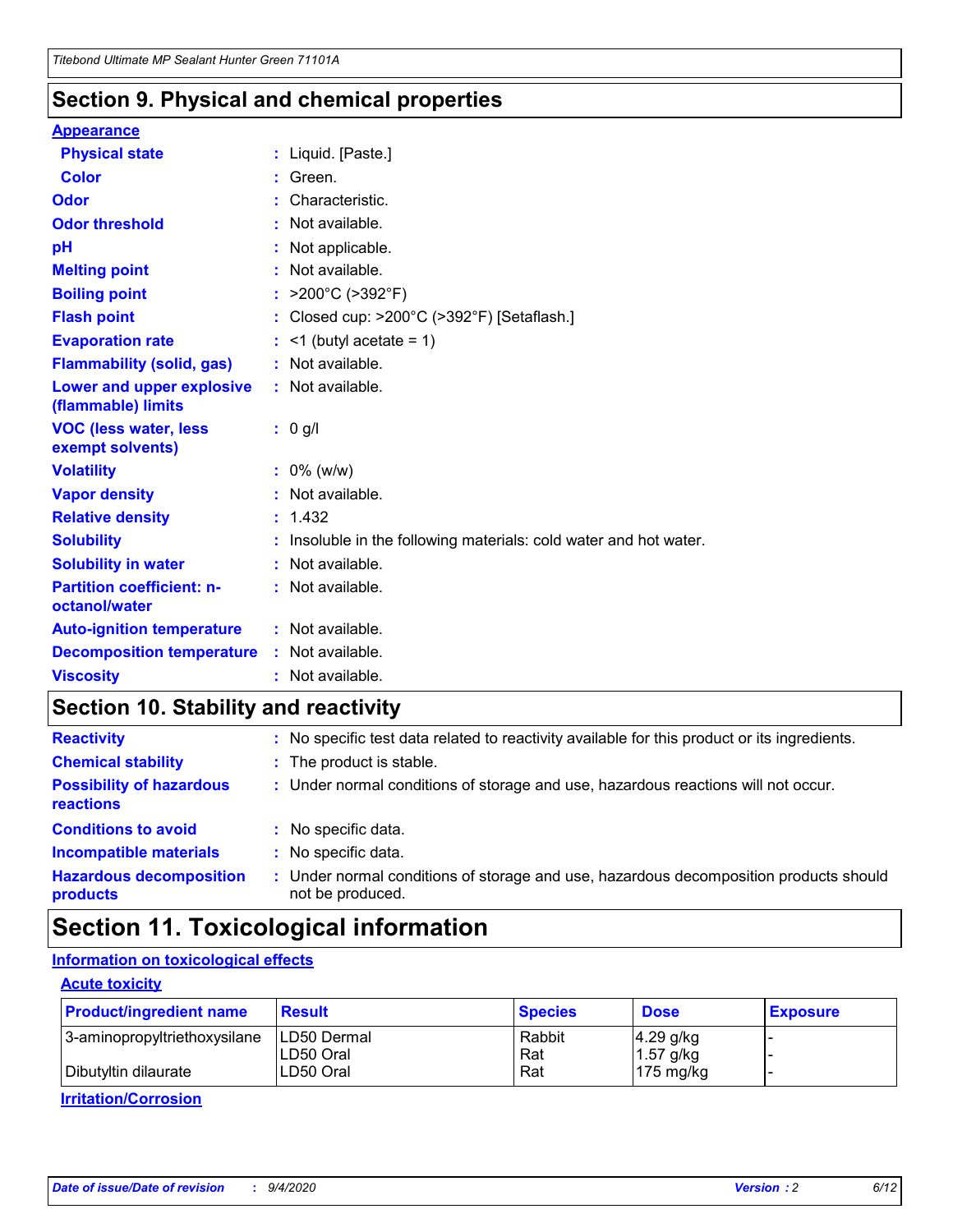## Section 9. Physical and chemical properties

**Appearance**

| | |
|---|---|
| **Physical state** | : Liquid. [Paste.] |
| **Color** | : Green. |
| **Odor** | : Characteristic. |
| **Odor threshold** | : Not available. |
| **pH** | : Not applicable. |
| **Melting point** | : Not available. |
| **Boiling point** | : >200°C (>392°F) |
| **Flash point** | : Closed cup: >200°C (>392°F) [Setaflash.] |
| **Evaporation rate** | : <1 (butyl acetate = 1) |
| **Flammability (solid, gas)** | : Not available. |
| **Lower and upper explosive (flammable) limits** | : Not available. |
| **VOC (less water, less exempt solvents)** | : 0 g/l |
| **Volatility** | : 0% (w/w) |
| **Vapor density** | : Not available. |
| **Relative density** | : 1.432 |
| **Solubility** | : Insoluble in the following materials: cold water and hot water. |
| **Solubility in water** | : Not available. |
| **Partition coefficient: n-octanol/water** | : Not available. |
| **Auto-ignition temperature** | : Not available. |
| **Decomposition temperature** | : Not available. |
| **Viscosity** | : Not available. |

## Section 10. Stability and reactivity

| | |
|---|---|
| **Reactivity** | : No specific test data related to reactivity available for this product or its ingredients. |
| **Chemical stability** | : The product is stable. |
| **Possibility of hazardous reactions** | : Under normal conditions of storage and use, hazardous reactions will not occur. |
| **Conditions to avoid** | : No specific data. |
| **Incompatible materials** | : No specific data. |
| **Hazardous decomposition products** | : Under normal conditions of storage and use, hazardous decomposition products should not be produced. |

## Section 11. Toxicological information

**Information on toxicological effects**

**Acute toxicity**

| Product/ingredient name | Result | Species | Dose | Exposure |
|---|---|---|---|---|
| 3-aminopropyltriethoxysilane | LD50 Dermal | Rabbit | 4.29 g/kg | - |
| | LD50 Oral | Rat | 1.57 g/kg | - |
| Dibutyltin dilaurate | LD50 Oral | Rat | 175 mg/kg | - |

**Irritation/Corrosion**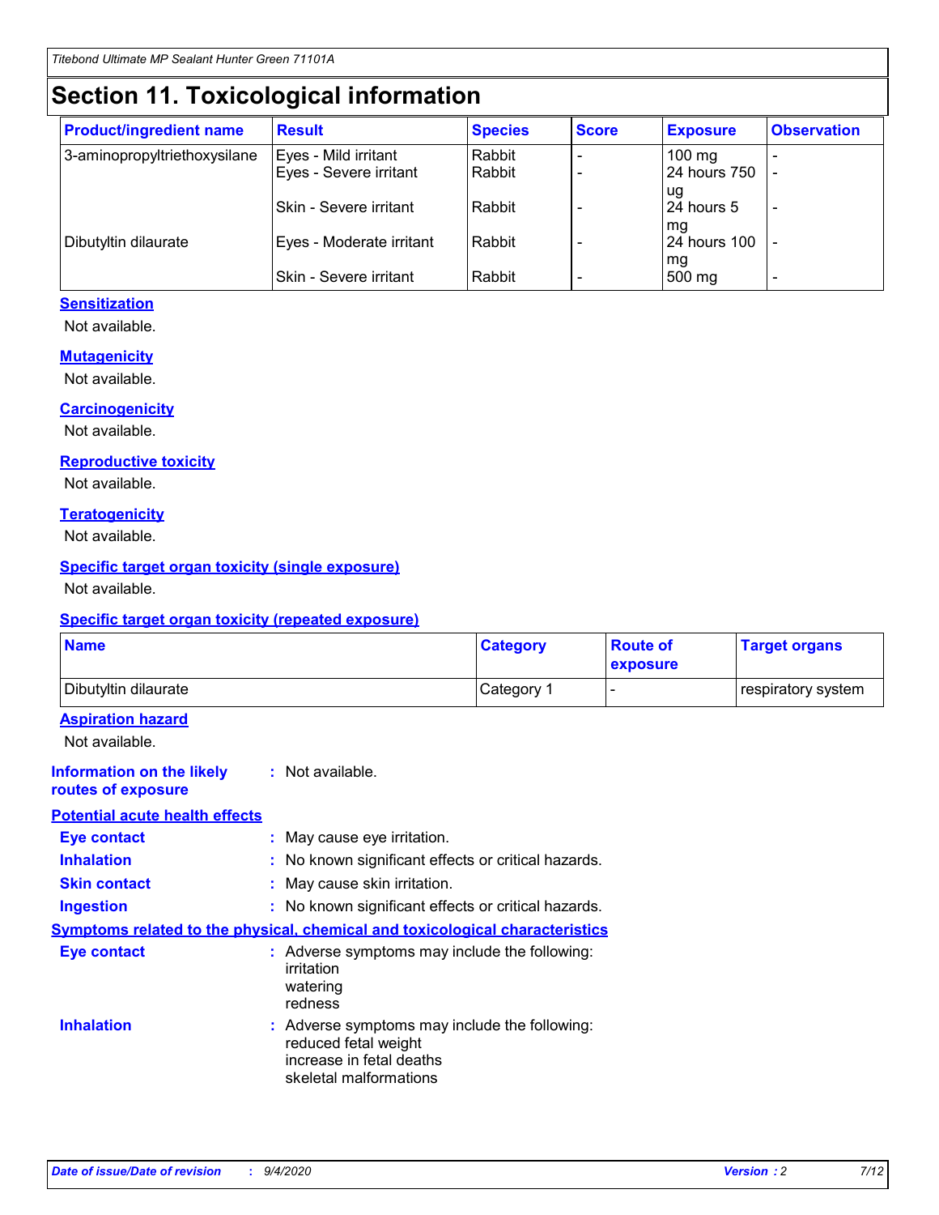# Section 11. Toxicological information

| Product/ingredient name | Result | Species | Score | Exposure | Observation |
| --- | --- | --- | --- | --- | --- |
| 3-aminopropyltriethoxysilane | Eyes - Mild irritant | Rabbit | - | 100 mg | - |
| | Eyes - Severe irritant | Rabbit | - | 24 hours 750 ug | - |
| | Skin - Severe irritant | Rabbit | - | 24 hours 5 mg | - |
| Dibutyltin dilaurate | Eyes - Moderate irritant | Rabbit | - | 24 hours 100 mg | - |
| | Skin - Severe irritant | Rabbit | - | 500 mg | - |

### Sensitization

Not available.

### Mutagenicity

Not available.

### Carcinogenicity

Not available.

### Reproductive toxicity

Not available.

### Teratogenicity

Not available.

### Specific target organ toxicity (single exposure)

Not available.

### Specific target organ toxicity (repeated exposure)

| Name | Category | Route of exposure | Target organs |
| --- | --- | --- | --- |
| Dibutyltin dilaurate | Category 1 | - | respiratory system |

### Aspiration hazard

Not available.

**Information on the likely routes of exposure** : Not available.

### Potential acute health effects

**Eye contact** : May cause eye irritation.

**Inhalation** : No known significant effects or critical hazards.

**Skin contact** : May cause skin irritation.

**Ingestion** : No known significant effects or critical hazards.

### Symptoms related to the physical, chemical and toxicological characteristics

**Eye contact** : Adverse symptoms may include the following:
irritation
watering
redness

**Inhalation** : Adverse symptoms may include the following:
reduced fetal weight
increase in fetal deaths
skeletal malformations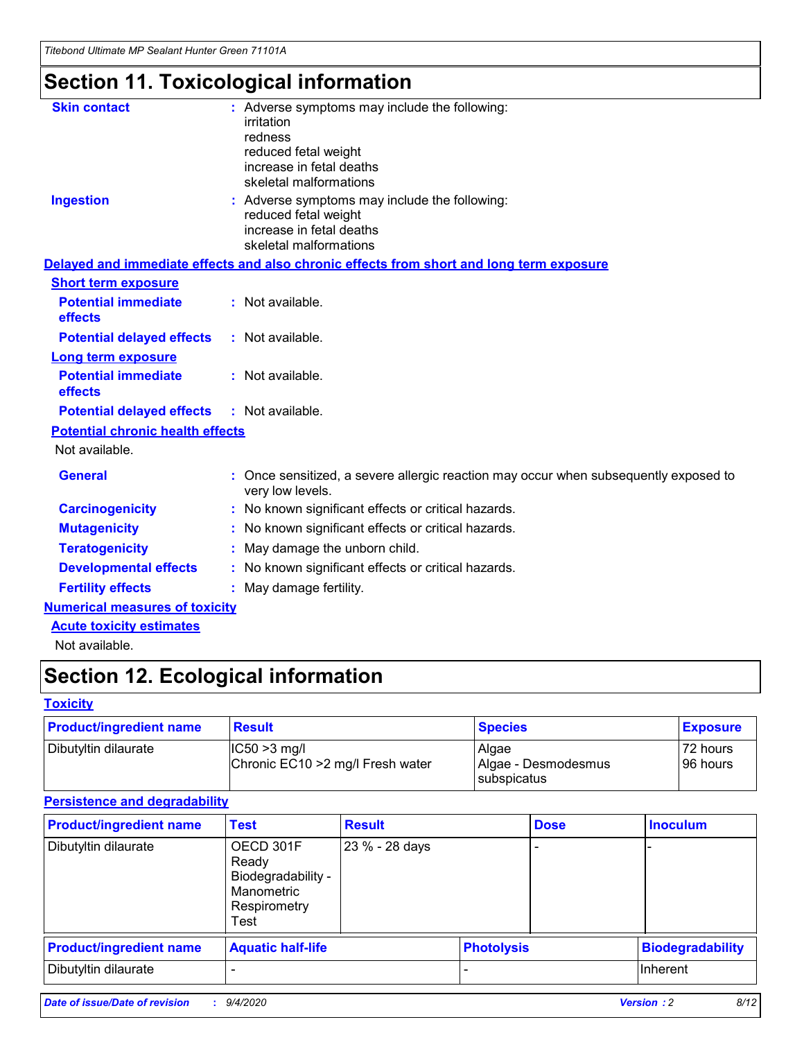# Section 11. Toxicological information

**Skin contact** : Adverse symptoms may include the following:
irritation
redness
reduced fetal weight
increase in fetal deaths
skeletal malformations

**Ingestion** : Adverse symptoms may include the following:
reduced fetal weight
increase in fetal deaths
skeletal malformations

**Delayed and immediate effects and also chronic effects from short and long term exposure**

**Short term exposure**

**Potential immediate effects** : Not available.

**Potential delayed effects** : Not available.

**Long term exposure**

**Potential immediate effects** : Not available.

**Potential delayed effects** : Not available.

**Potential chronic health effects**

Not available.

**General** : Once sensitized, a severe allergic reaction may occur when subsequently exposed to very low levels.

**Carcinogenicity** : No known significant effects or critical hazards.

**Mutagenicity** : No known significant effects or critical hazards.

**Teratogenicity** : May damage the unborn child.

**Developmental effects** : No known significant effects or critical hazards.

**Fertility effects** : May damage fertility.

**Numerical measures of toxicity**

**Acute toxicity estimates**

Not available.

# Section 12. Ecological information

**Toxicity**

| Product/ingredient name | Result | Species | Exposure |
|---|---|---|---|
| Dibutyltin dilaurate | IC50 >3 mg/l<br>Chronic EC10 >2 mg/l Fresh water | Algae<br>Algae - Desmodesmus subspicatus | 72 hours<br>96 hours |

**Persistence and degradability**

| Product/ingredient name | Test | Result | Dose | Inoculum |
|---|---|---|---|---|
| Dibutyltin dilaurate | OECD 301F Ready Biodegradability - Manometric Respirometry Test | 23 % - 28 days | - | - |

| Product/ingredient name | Aquatic half-life | Photolysis | Biodegradability |
|---|---|---|---|
| Dibutyltin dilaurate | - | - | Inherent |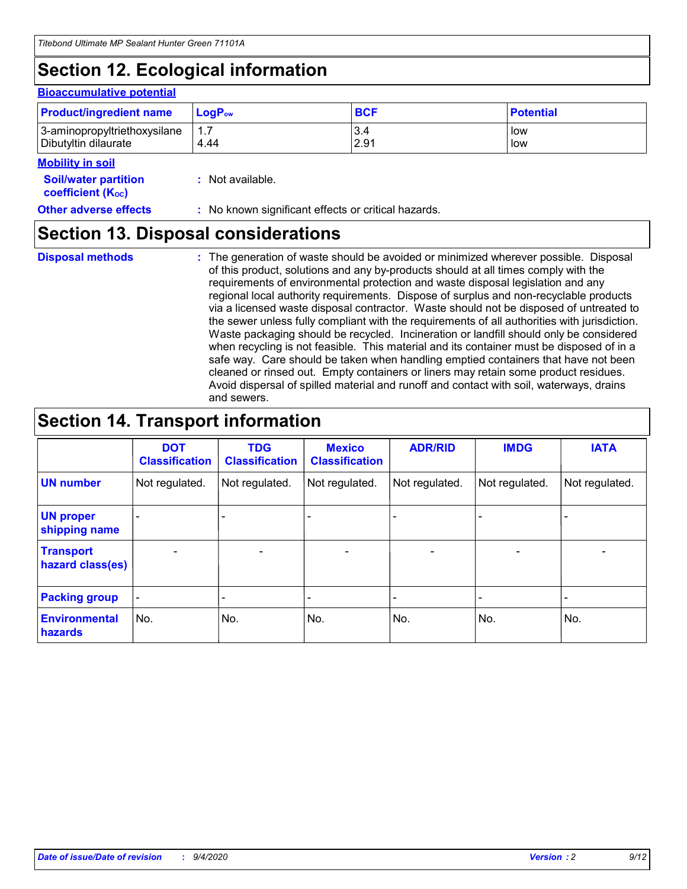## Section 12. Ecological information

### Bioaccumulative potential

| Product/ingredient name | $LogP_{ow}$ | BCF | Potential |
|---|---|---|---|
| 3-aminopropyltriethoxysilane | 1.7 | 3.4 | low |
| Dibutyltin dilaurate | 4.44 | 2.91 | low |

### Mobility in soil

**Soil/water partition coefficient ($K_{OC}$)** : Not available.

**Other adverse effects** : No known significant effects or critical hazards.

## Section 13. Disposal considerations

**Disposal methods** : The generation of waste should be avoided or minimized wherever possible. Disposal of this product, solutions and any by-products should at all times comply with the requirements of environmental protection and waste disposal legislation and any regional local authority requirements. Dispose of surplus and non-recyclable products via a licensed waste disposal contractor. Waste should not be disposed of untreated to the sewer unless fully compliant with the requirements of all authorities with jurisdiction. Waste packaging should be recycled. Incineration or landfill should only be considered when recycling is not feasible. This material and its container must be disposed of in a safe way. Care should be taken when handling emptied containers that have not been cleaned or rinsed out. Empty containers or liners may retain some product residues. Avoid dispersal of spilled material and runoff and contact with soil, waterways, drains and sewers.

## Section 14. Transport information

| | DOT Classification | TDG Classification | Mexico Classification | ADR/RID | IMDG | IATA |
|---|---|---|---|---|---|---|
| **UN number** | Not regulated. | Not regulated. | Not regulated. | Not regulated. | Not regulated. | Not regulated. |
| **UN proper shipping name** | - | - | - | - | - | - |
| **Transport hazard class(es)** | - | - | - | - | - | - |
| **Packing group** | - | - | - | - | - | - |
| **Environmental hazards** | No. | No. | No. | No. | No. | No. |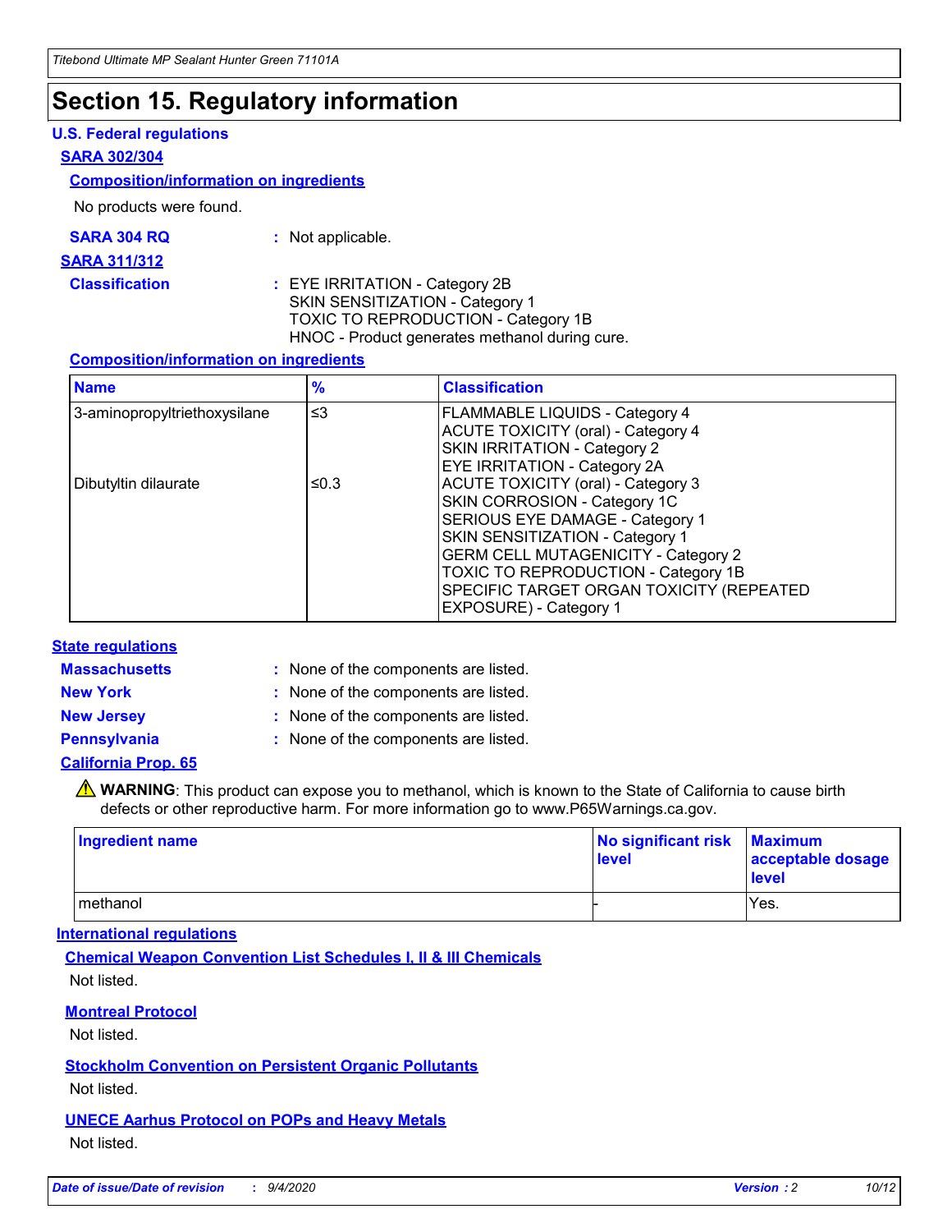# Section 15. Regulatory information

### U.S. Federal regulations

#### SARA 302/304

##### Composition/information on ingredients

No products were found.

**SARA 304 RQ** : Not applicable.

#### SARA 311/312

**Classification** : EYE IRRITATION - Category 2B
SKIN SENSITIZATION - Category 1
TOXIC TO REPRODUCTION - Category 1B
HNOC - Product generates methanol during cure.

##### Composition/information on ingredients

| Name | % | Classification |
|---|---|---|
| 3-aminopropyltriethoxysilane | ≤3 | FLAMMABLE LIQUIDS - Category 4<br>ACUTE TOXICITY (oral) - Category 4<br>SKIN IRRITATION - Category 2<br>EYE IRRITATION - Category 2A |
| Dibutyltin dilaurate | ≤0.3 | ACUTE TOXICITY (oral) - Category 3<br>SKIN CORROSION - Category 1C<br>SERIOUS EYE DAMAGE - Category 1<br>SKIN SENSITIZATION - Category 1<br>GERM CELL MUTAGENICITY - Category 2<br>TOXIC TO REPRODUCTION - Category 1B<br>SPECIFIC TARGET ORGAN TOXICITY (REPEATED EXPOSURE) - Category 1 |

### State regulations

**Massachusetts** : None of the components are listed.

**New York** : None of the components are listed.

**New Jersey** : None of the components are listed.

**Pennsylvania** : None of the components are listed.

#### California Prop. 65

⚠ **WARNING**: This product can expose you to methanol, which is known to the State of California to cause birth defects or other reproductive harm. For more information go to www.P65Warnings.ca.gov.

| Ingredient name | No significant risk level | Maximum acceptable dosage level |
|---|---|---|
| methanol | - | Yes. |

### International regulations

#### Chemical Weapon Convention List Schedules I, II & III Chemicals

Not listed.

#### Montreal Protocol

Not listed.

#### Stockholm Convention on Persistent Organic Pollutants

Not listed.

#### UNECE Aarhus Protocol on POPs and Heavy Metals

Not listed.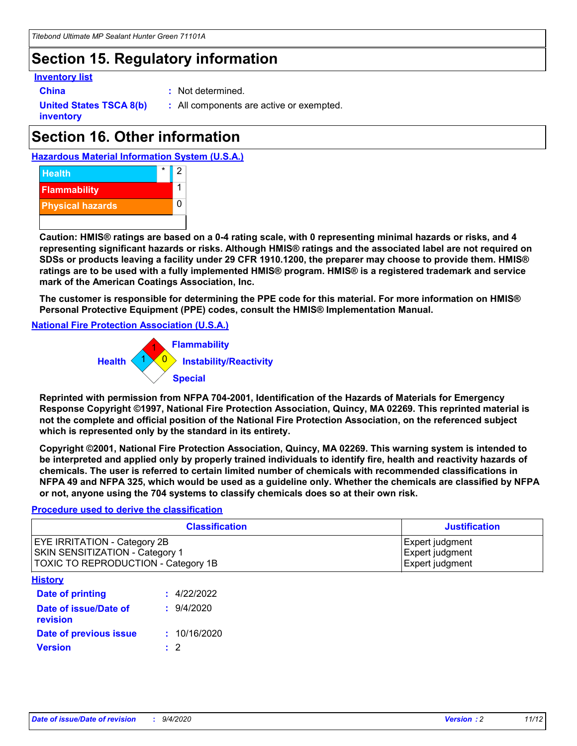## Section 15. Regulatory information

**Inventory list**

**China** : Not determined.

**United States TSCA 8(b) inventory** : All components are active or exempted.

## Section 16. Other information

**Hazardous Material Information System (U.S.A.)**

| | | |
|---|---|---|
| Health | * | 2 |
| Flammability | | 1 |
| Physical hazards | | 0 |

**Caution: HMIS® ratings are based on a 0-4 rating scale, with 0 representing minimal hazards or risks, and 4 representing significant hazards or risks. Although HMIS® ratings and the associated label are not required on SDSs or products leaving a facility under 29 CFR 1910.1200, the preparer may choose to provide them. HMIS® ratings are to be used with a fully implemented HMIS® program. HMIS® is a registered trademark and service mark of the American Coatings Association, Inc.**

**The customer is responsible for determining the PPE code for this material. For more information on HMIS® Personal Protective Equipment (PPE) codes, consult the HMIS® Implementation Manual.**

**National Fire Protection Association (U.S.A.)**

Flammability: 1
Health: 1
Instability/Reactivity: 0
Special:

**Reprinted with permission from NFPA 704-2001, Identification of the Hazards of Materials for Emergency Response Copyright ©1997, National Fire Protection Association, Quincy, MA 02269. This reprinted material is not the complete and official position of the National Fire Protection Association, on the referenced subject which is represented only by the standard in its entirety.**

**Copyright ©2001, National Fire Protection Association, Quincy, MA 02269. This warning system is intended to be interpreted and applied only by properly trained individuals to identify fire, health and reactivity hazards of chemicals. The user is referred to certain limited number of chemicals with recommended classifications in NFPA 49 and NFPA 325, which would be used as a guideline only. Whether the chemicals are classified by NFPA or not, anyone using the 704 systems to classify chemicals does so at their own risk.**

**Procedure used to derive the classification**

| Classification | Justification |
|---|---|
| EYE IRRITATION - Category 2B | Expert judgment |
| SKIN SENSITIZATION - Category 1 | Expert judgment |
| TOXIC TO REPRODUCTION - Category 1B | Expert judgment |

**History**

**Date of printing** : 4/22/2022

**Date of issue/Date of revision** : 9/4/2020

**Date of previous issue** : 10/16/2020

**Version** : 2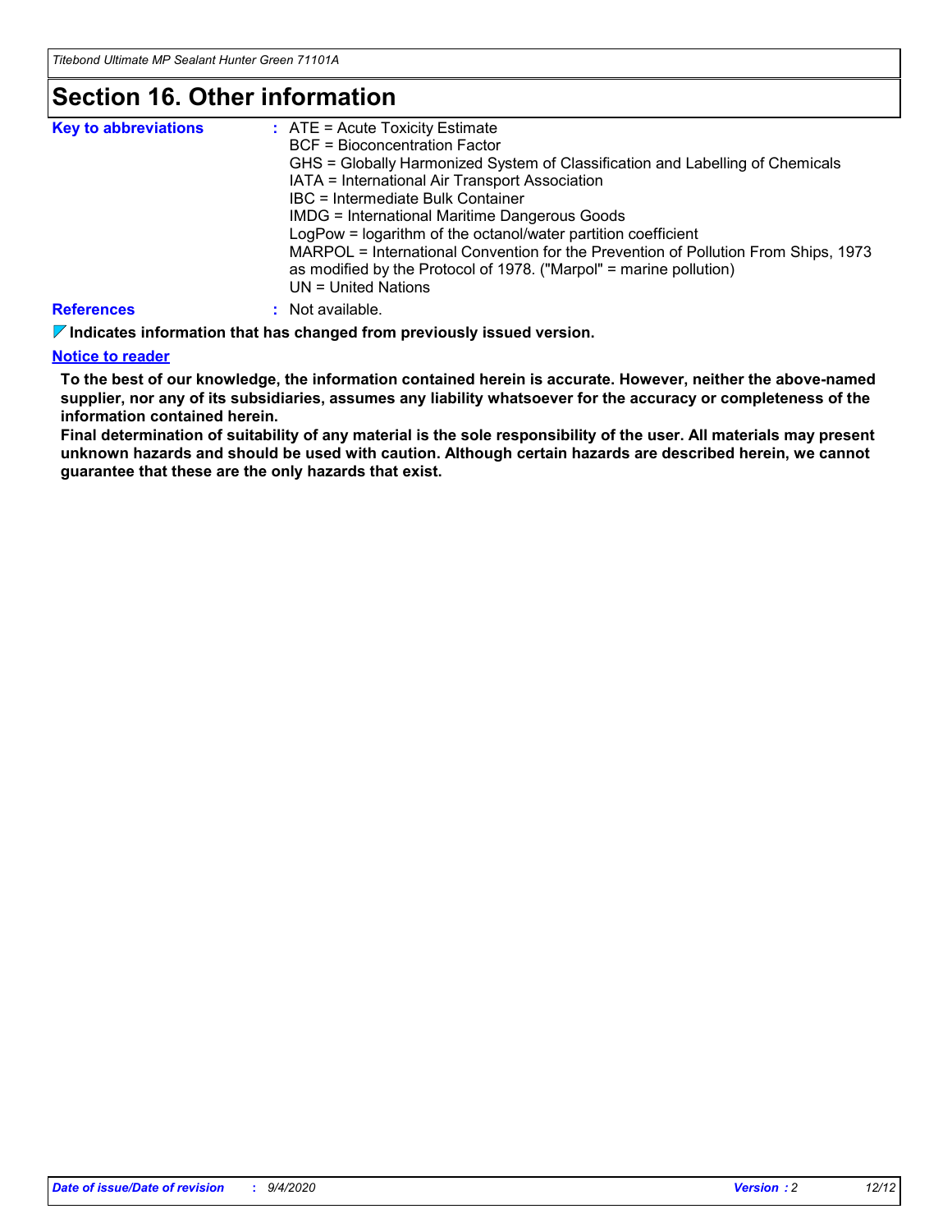# Section 16. Other information

**Key to abbreviations** : ATE = Acute Toxicity Estimate
BCF = Bioconcentration Factor
GHS = Globally Harmonized System of Classification and Labelling of Chemicals
IATA = International Air Transport Association
IBC = Intermediate Bulk Container
IMDG = International Maritime Dangerous Goods
LogPow = logarithm of the octanol/water partition coefficient
MARPOL = International Convention for the Prevention of Pollution From Ships, 1973 as modified by the Protocol of 1978. ("Marpol" = marine pollution)
UN = United Nations

**References** : Not available.

**Indicates information that has changed from previously issued version.**

**Notice to reader**

**To the best of our knowledge, the information contained herein is accurate. However, neither the above-named supplier, nor any of its subsidiaries, assumes any liability whatsoever for the accuracy or completeness of the information contained herein.**

**Final determination of suitability of any material is the sole responsibility of the user. All materials may present unknown hazards and should be used with caution. Although certain hazards are described herein, we cannot guarantee that these are the only hazards that exist.**